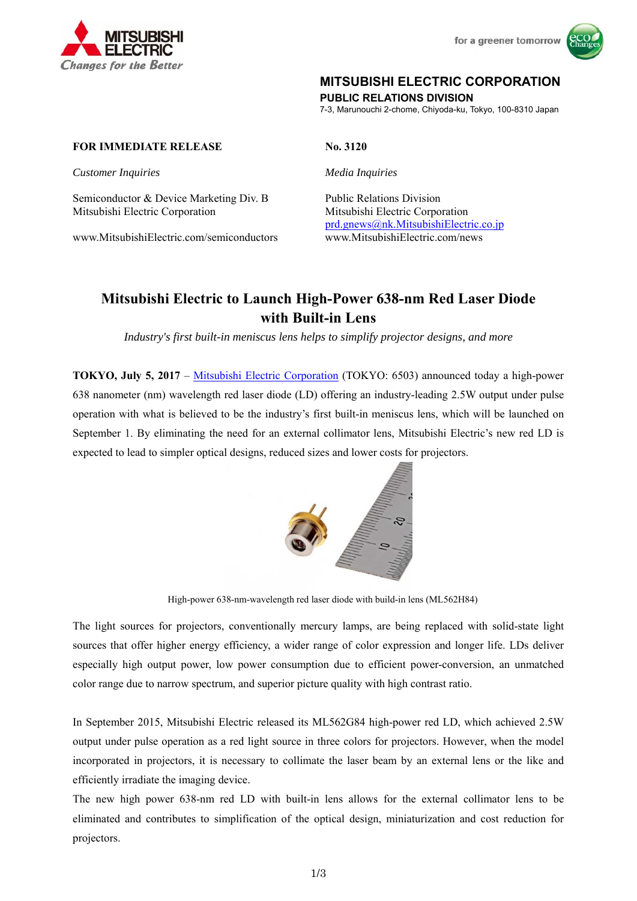MITSUBISHI ELECTRIC
*Changes for the Better*

for a greener tomorrow

**MITSUBISHI ELECTRIC CORPORATION**
**PUBLIC RELATIONS DIVISION**
7-3, Marunouchi 2-chome, Chiyoda-ku, Tokyo, 100-8310 Japan

**FOR IMMEDIATE RELEASE**

**No. 3120**

*Customer Inquiries*

Semiconductor & Device Marketing Div. B
Mitsubishi Electric Corporation

www.MitsubishiElectric.com/semiconductors

*Media Inquiries*

Public Relations Division
Mitsubishi Electric Corporation
prd.gnews@nk.MitsubishiElectric.co.jp
www.MitsubishiElectric.com/news

# Mitsubishi Electric to Launch High-Power 638-nm Red Laser Diode with Built-in Lens

*Industry's first built-in meniscus lens helps to simplify projector designs, and more*

**TOKYO, July 5, 2017** – Mitsubishi Electric Corporation (TOKYO: 6503) announced today a high-power 638 nanometer (nm) wavelength red laser diode (LD) offering an industry-leading 2.5W output under pulse operation with what is believed to be the industry's first built-in meniscus lens, which will be launched on September 1. By eliminating the need for an external collimator lens, Mitsubishi Electric's new red LD is expected to lead to simpler optical designs, reduced sizes and lower costs for projectors.

High-power 638-nm-wavelength red laser diode with build-in lens (ML562H84)

The light sources for projectors, conventionally mercury lamps, are being replaced with solid-state light sources that offer higher energy efficiency, a wider range of color expression and longer life. LDs deliver especially high output power, low power consumption due to efficient power-conversion, an unmatched color range due to narrow spectrum, and superior picture quality with high contrast ratio.

In September 2015, Mitsubishi Electric released its ML562G84 high-power red LD, which achieved 2.5W output under pulse operation as a red light source in three colors for projectors. However, when the model incorporated in projectors, it is necessary to collimate the laser beam by an external lens or the like and efficiently irradiate the imaging device.

The new high power 638-nm red LD with built-in lens allows for the external collimator lens to be eliminated and contributes to simplification of the optical design, miniaturization and cost reduction for projectors.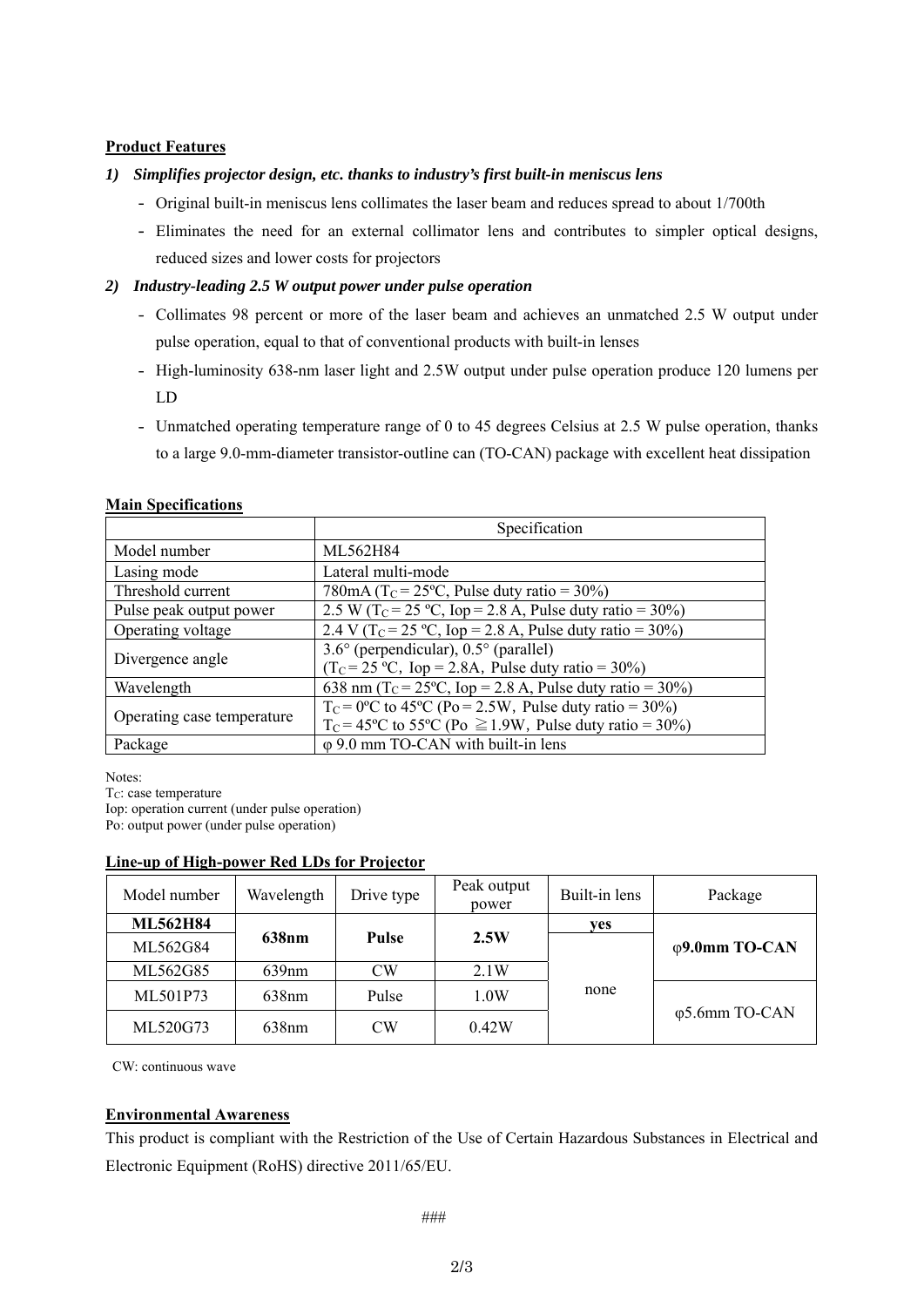**Product Features**

*1) Simplifies projector design, etc. thanks to industry's first built-in meniscus lens*

- Original built-in meniscus lens collimates the laser beam and reduces spread to about 1/700th
- Eliminates the need for an external collimator lens and contributes to simpler optical designs, reduced sizes and lower costs for projectors

*2) Industry-leading 2.5 W output power under pulse operation*

- Collimates 98 percent or more of the laser beam and achieves an unmatched 2.5 W output under pulse operation, equal to that of conventional products with built-in lenses
- High-luminosity 638-nm laser light and 2.5W output under pulse operation produce 120 lumens per LD
- Unmatched operating temperature range of 0 to 45 degrees Celsius at 2.5 W pulse operation, thanks to a large 9.0-mm-diameter transistor-outline can (TO-CAN) package with excellent heat dissipation

**Main Specifications**

| | Specification |
|---|---|
| Model number | ML562H84 |
| Lasing mode | Lateral multi-mode |
| Threshold current | 780mA ($T_C$ = 25ºC, Pulse duty ratio = 30%) |
| Pulse peak output power | 2.5 W ($T_C$ = 25 ºC, Iop = 2.8 A, Pulse duty ratio = 30%) |
| Operating voltage | 2.4 V ($T_C$ = 25 ºC, Iop = 2.8 A, Pulse duty ratio = 30%) |
| Divergence angle | 3.6° (perpendicular), 0.5° (parallel)<br>($T_C$ = 25 ºC, Iop = 2.8A, Pulse duty ratio = 30%) |
| Wavelength | 638 nm ($T_C$ = 25ºC, Iop = 2.8 A, Pulse duty ratio = 30%) |
| Operating case temperature | $T_C$ = 0ºC to 45ºC (Po = 2.5W, Pulse duty ratio = 30%)<br>$T_C$ = 45ºC to 55ºC (Po ≧1.9W, Pulse duty ratio = 30%) |
| Package | φ 9.0 mm TO-CAN with built-in lens |

Notes:
$T_C$: case temperature
Iop: operation current (under pulse operation)
Po: output power (under pulse operation)

**Line-up of High-power Red LDs for Projector**

| Model number | Wavelength | Drive type | Peak output power | Built-in lens | Package |
|---|---|---|---|---|---|
| **ML562H84** | **638nm** | **Pulse** | **2.5W** | **yes** | **φ9.0mm TO-CAN** |
| ML562G84 | **638nm** | **Pulse** | **2.5W** | none | **φ9.0mm TO-CAN** |
| ML562G85 | 639nm | CW | 2.1W | none | **φ9.0mm TO-CAN** |
| ML501P73 | 638nm | Pulse | 1.0W | none | φ5.6mm TO-CAN |
| ML520G73 | 638nm | CW | 0.42W | none | φ5.6mm TO-CAN |

CW: continuous wave

**Environmental Awareness**

This product is compliant with the Restriction of the Use of Certain Hazardous Substances in Electrical and Electronic Equipment (RoHS) directive 2011/65/EU.

###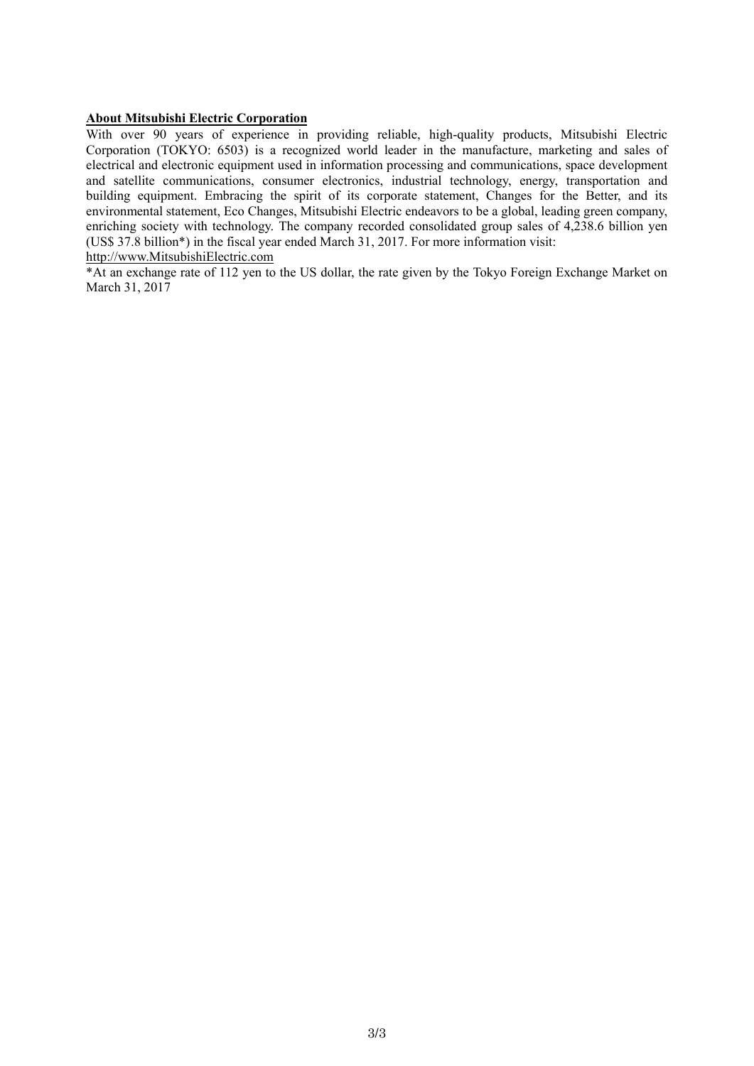**About Mitsubishi Electric Corporation**

With over 90 years of experience in providing reliable, high-quality products, Mitsubishi Electric Corporation (TOKYO: 6503) is a recognized world leader in the manufacture, marketing and sales of electrical and electronic equipment used in information processing and communications, space development and satellite communications, consumer electronics, industrial technology, energy, transportation and building equipment. Embracing the spirit of its corporate statement, Changes for the Better, and its environmental statement, Eco Changes, Mitsubishi Electric endeavors to be a global, leading green company, enriching society with technology. The company recorded consolidated group sales of 4,238.6 billion yen (US$ 37.8 billion*) in the fiscal year ended March 31, 2017. For more information visit:
http://www.MitsubishiElectric.com

*At an exchange rate of 112 yen to the US dollar, the rate given by the Tokyo Foreign Exchange Market on March 31, 2017